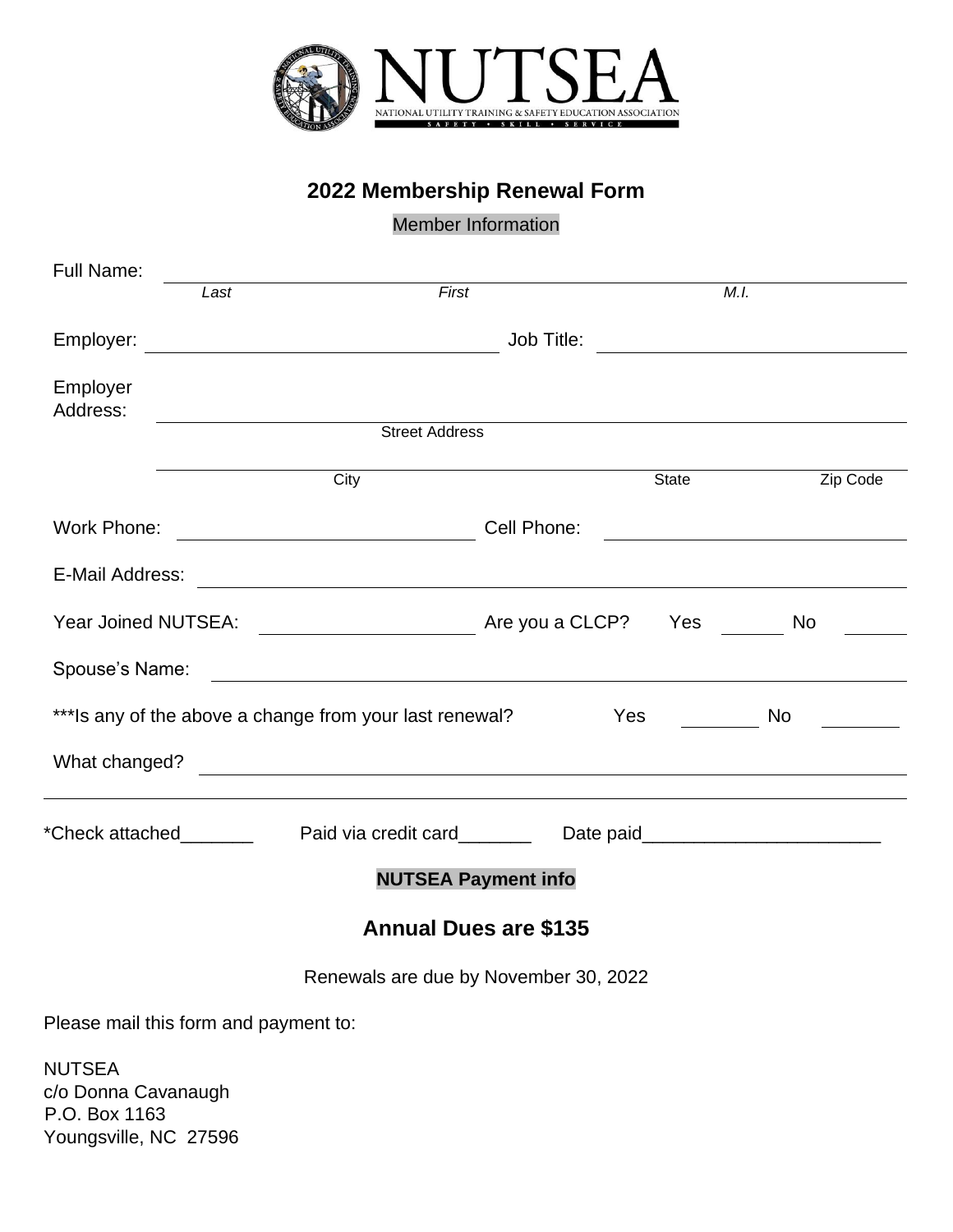NUTSEA

NATIONAL UTILITY TRAINING & SAFETY EDUCATION ASSOCIATION

SAFETY • SKILL • SERVICE

## 2022 Membership Renewal Form

Member Information

Full Name: ______________________________________________
*Last* *First* *M.I.*

Employer: ____________________ Job Title: ____________________

Employer Address: ______________________________________________
Street Address

______________________________________________
City State Zip Code

Work Phone: ____________________ Cell Phone: ____________________

E-Mail Address: ______________________________________________

Year Joined NUTSEA: ____________________ Are you a CLCP? Yes ______ No ______

Spouse's Name: ______________________________________________

***Is any of the above a change from your last renewal? Yes ________ No ________

What changed? ______________________________________________

______________________________________________

*Check attached_______ Paid via credit card_______ Date paid_______________________

**NUTSEA Payment info**

### Annual Dues are $135

Renewals are due by November 30, 2022

Please mail this form and payment to:

NUTSEA
c/o Donna Cavanaugh
P.O. Box 1163
Youngsville, NC 27596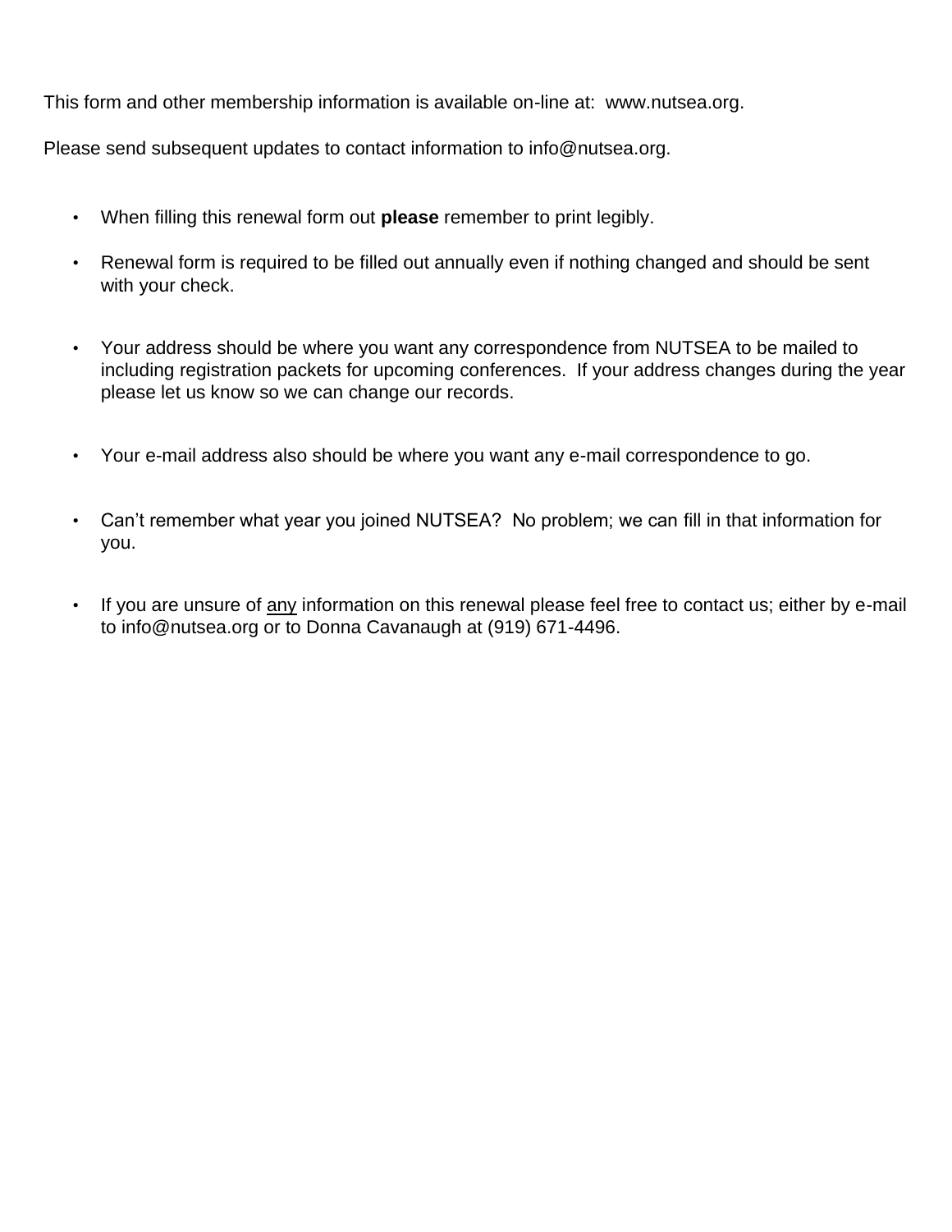This form and other membership information is available on-line at: www.nutsea.org.

Please send subsequent updates to contact information to info@nutsea.org.

- When filling this renewal form out **please** remember to print legibly.
- Renewal form is required to be filled out annually even if nothing changed and should be sent with your check.
- Your address should be where you want any correspondence from NUTSEA to be mailed to including registration packets for upcoming conferences. If your address changes during the year please let us know so we can change our records.
- Your e-mail address also should be where you want any e-mail correspondence to go.
- Can't remember what year you joined NUTSEA? No problem; we can fill in that information for you.
- If you are unsure of <u>any</u> information on this renewal please feel free to contact us; either by e-mail to info@nutsea.org or to Donna Cavanaugh at (919) 671-4496.